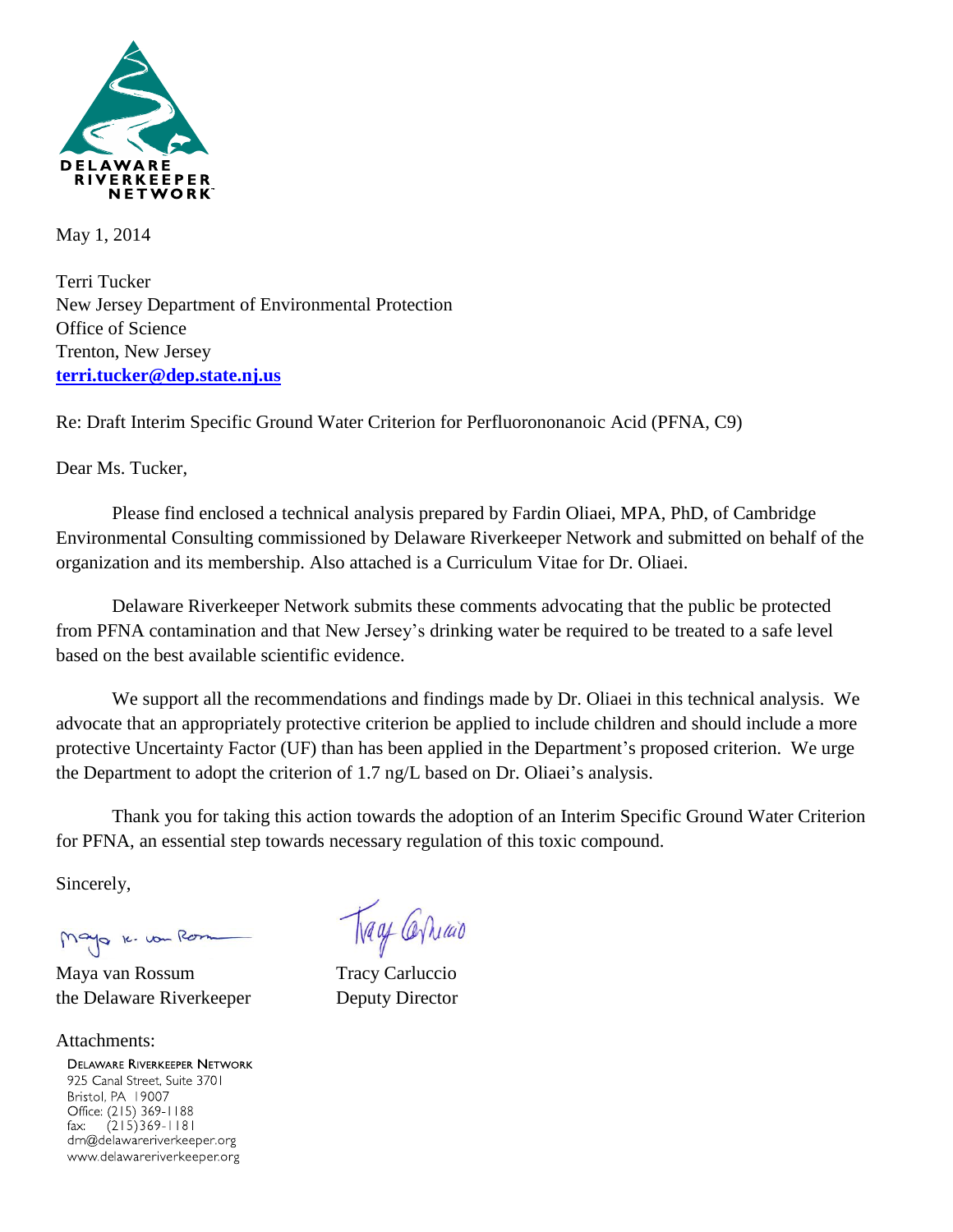DELAWARE RIVERKEEPER NETWORK

May 1, 2014

Terri Tucker
New Jersey Department of Environmental Protection
Office of Science
Trenton, New Jersey
**terri.tucker@dep.state.nj.us**

Re: Draft Interim Specific Ground Water Criterion for Perfluorononanoic Acid (PFNA, C9)

Dear Ms. Tucker,

Please find enclosed a technical analysis prepared by Fardin Oliaei, MPA, PhD, of Cambridge Environmental Consulting commissioned by Delaware Riverkeeper Network and submitted on behalf of the organization and its membership. Also attached is a Curriculum Vitae for Dr. Oliaei.

Delaware Riverkeeper Network submits these comments advocating that the public be protected from PFNA contamination and that New Jersey's drinking water be required to be treated to a safe level based on the best available scientific evidence.

We support all the recommendations and findings made by Dr. Oliaei in this technical analysis. We advocate that an appropriately protective criterion be applied to include children and should include a more protective Uncertainty Factor (UF) than has been applied in the Department's proposed criterion. We urge the Department to adopt the criterion of 1.7 ng/L based on Dr. Oliaei's analysis.

Thank you for taking this action towards the adoption of an Interim Specific Ground Water Criterion for PFNA, an essential step towards necessary regulation of this toxic compound.

Sincerely,

Maya van Rossum
the Delaware Riverkeeper

Tracy Carluccio
Deputy Director

Attachments:

DELAWARE RIVERKEEPER NETWORK
925 Canal Street, Suite 3701
Bristol, PA 19007
Office: (215) 369-1188
fax: (215)369-1181
drn@delawareriverkeeper.org
www.delawareriverkeeper.org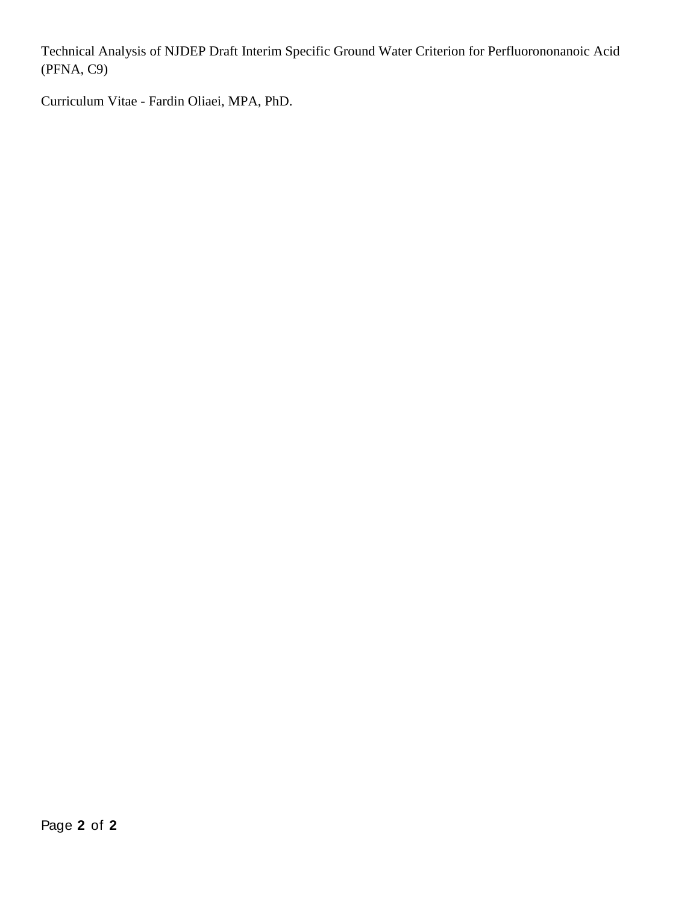Technical Analysis of NJDEP Draft Interim Specific Ground Water Criterion for Perfluorononanoic Acid (PFNA, C9)

Curriculum Vitae - Fardin Oliaei, MPA, PhD.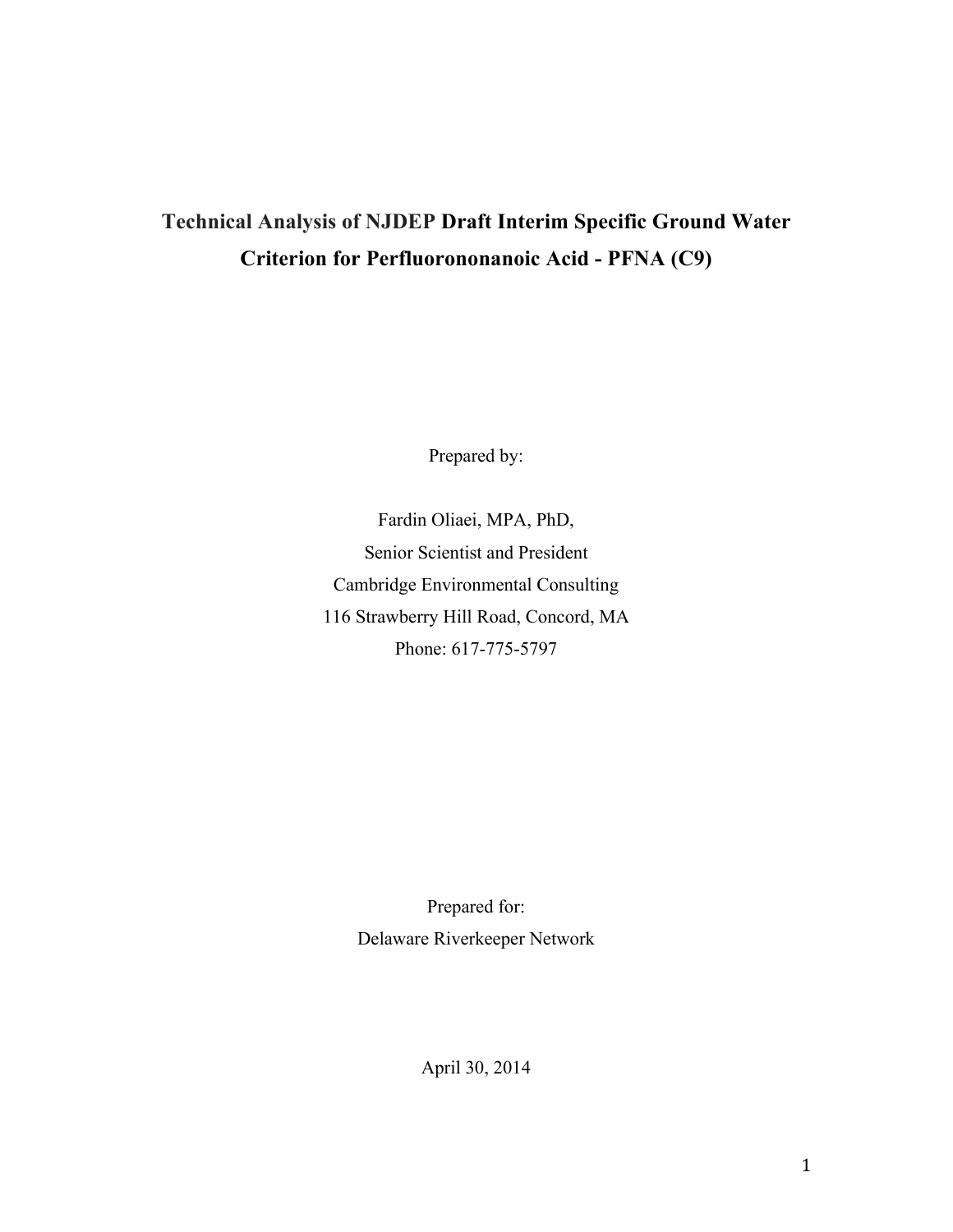# Technical Analysis of NJDEP Draft Interim Specific Ground Water Criterion for Perfluorononanoic Acid - PFNA (C9)

Prepared by:

Fardin Oliaei, MPA, PhD,
Senior Scientist and President
Cambridge Environmental Consulting
116 Strawberry Hill Road, Concord, MA
Phone: 617-775-5797

Prepared for:
Delaware Riverkeeper Network

April 30, 2014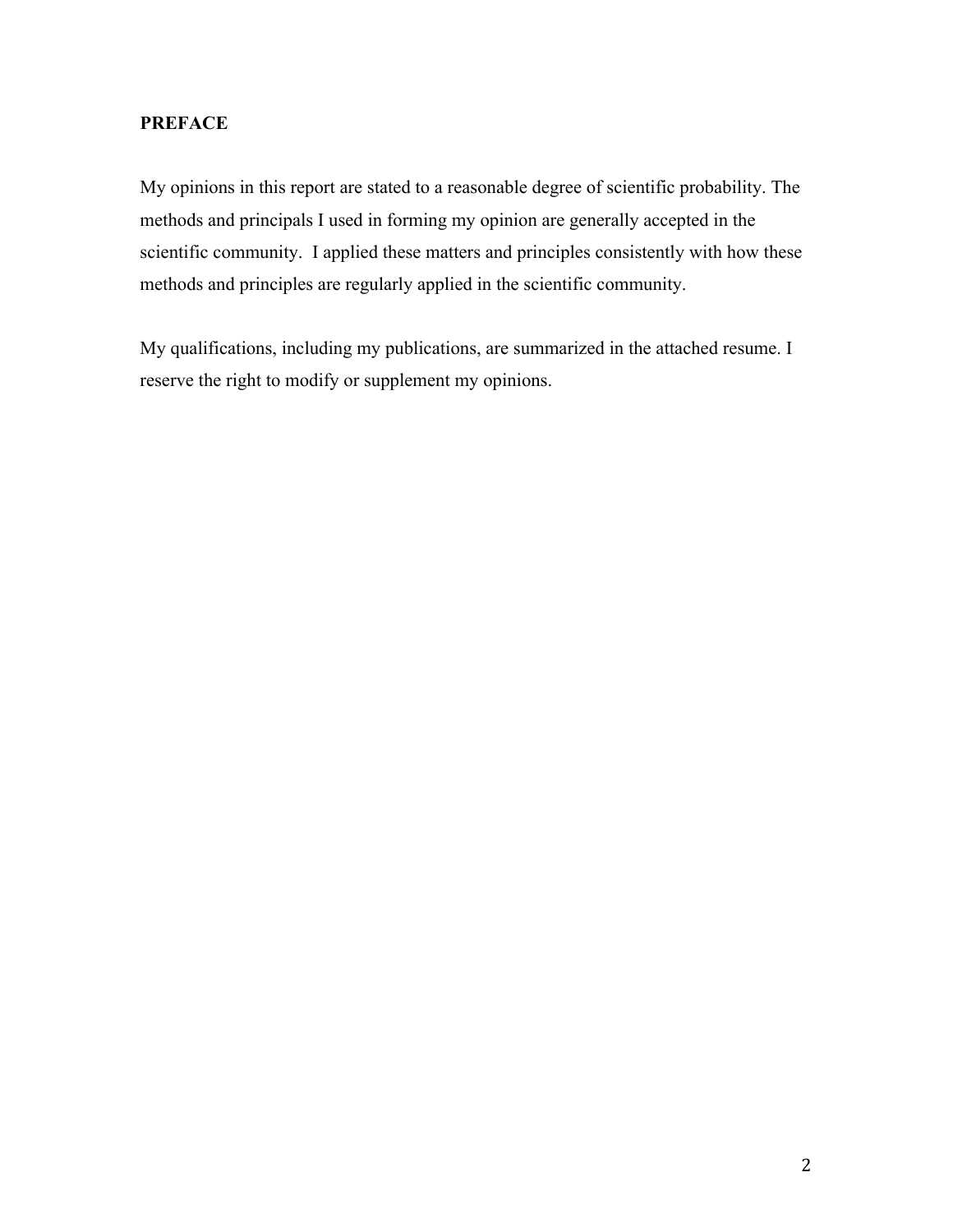**PREFACE**

My opinions in this report are stated to a reasonable degree of scientific probability. The methods and principals I used in forming my opinion are generally accepted in the scientific community. I applied these matters and principles consistently with how these methods and principles are regularly applied in the scientific community.

My qualifications, including my publications, are summarized in the attached resume. I reserve the right to modify or supplement my opinions.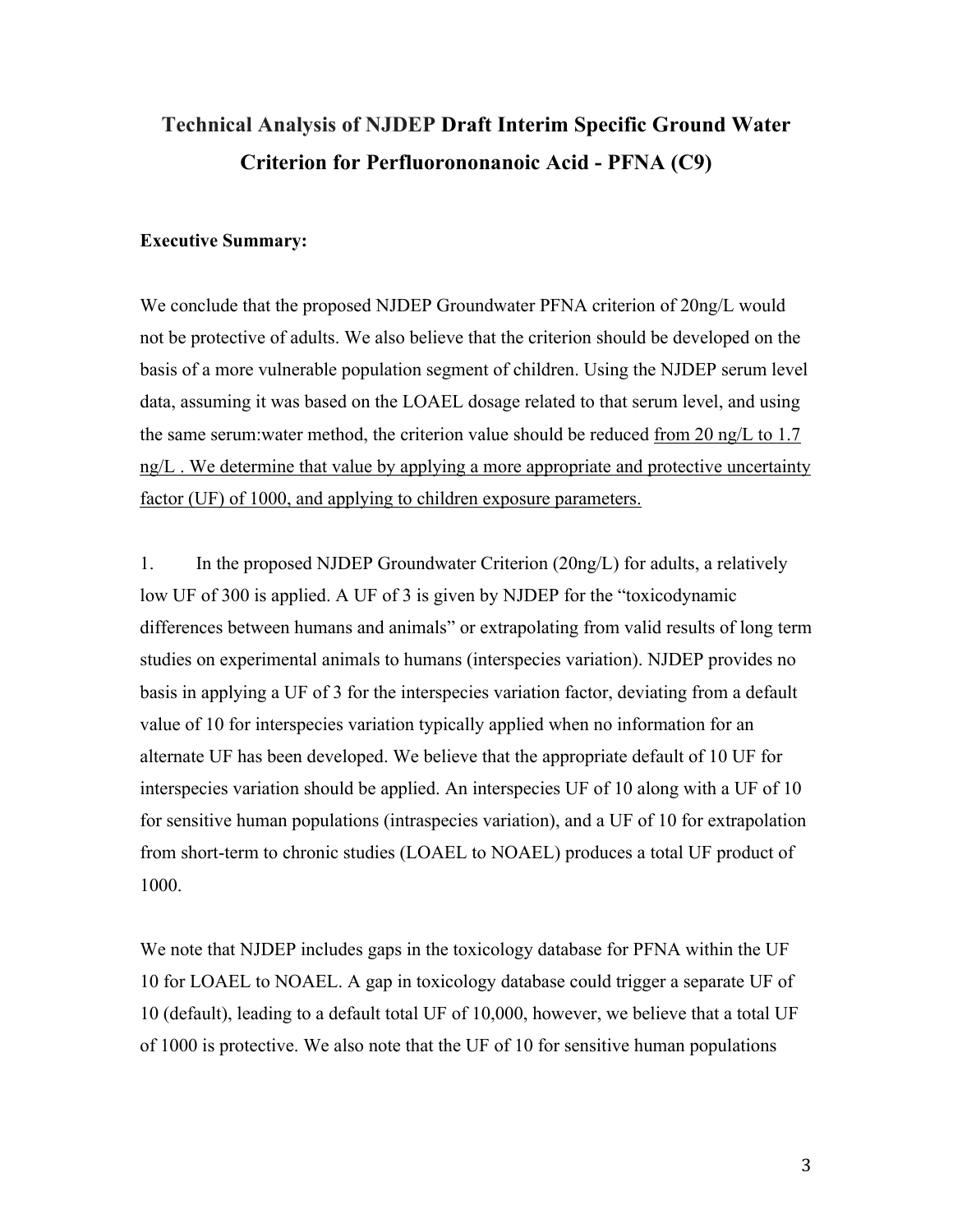# Technical Analysis of NJDEP Draft Interim Specific Ground Water Criterion for Perfluorononanoic Acid - PFNA (C9)

**Executive Summary:**

We conclude that the proposed NJDEP Groundwater PFNA criterion of 20ng/L would not be protective of adults. We also believe that the criterion should be developed on the basis of a more vulnerable population segment of children. Using the NJDEP serum level data, assuming it was based on the LOAEL dosage related to that serum level, and using the same serum:water method, the criterion value should be reduced <u>from 20 ng/L to 1.7 ng/L . We determine that value by applying a more appropriate and protective uncertainty factor (UF) of 1000, and applying to children exposure parameters.</u>

1. In the proposed NJDEP Groundwater Criterion (20ng/L) for adults, a relatively low UF of 300 is applied. A UF of 3 is given by NJDEP for the "toxicodynamic differences between humans and animals" or extrapolating from valid results of long term studies on experimental animals to humans (interspecies variation). NJDEP provides no basis in applying a UF of 3 for the interspecies variation factor, deviating from a default value of 10 for interspecies variation typically applied when no information for an alternate UF has been developed. We believe that the appropriate default of 10 UF for interspecies variation should be applied. An interspecies UF of 10 along with a UF of 10 for sensitive human populations (intraspecies variation), and a UF of 10 for extrapolation from short-term to chronic studies (LOAEL to NOAEL) produces a total UF product of 1000.

We note that NJDEP includes gaps in the toxicology database for PFNA within the UF 10 for LOAEL to NOAEL. A gap in toxicology database could trigger a separate UF of 10 (default), leading to a default total UF of 10,000, however, we believe that a total UF of 1000 is protective. We also note that the UF of 10 for sensitive human populations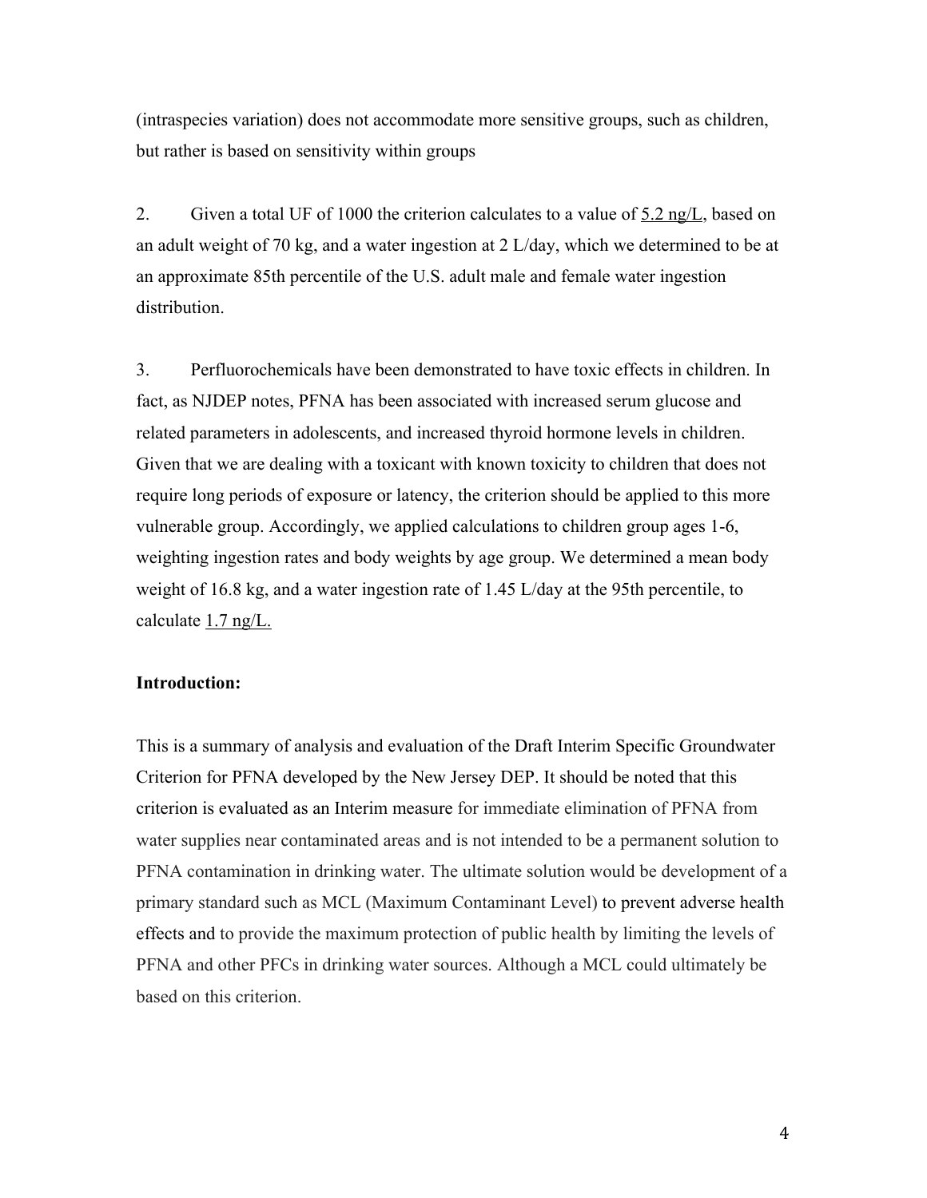(intraspecies variation) does not accommodate more sensitive groups, such as children, but rather is based on sensitivity within groups

2. Given a total UF of 1000 the criterion calculates to a value of <u>5.2 ng/L</u>, based on an adult weight of 70 kg, and a water ingestion at 2 L/day, which we determined to be at an approximate 85th percentile of the U.S. adult male and female water ingestion distribution.

3. Perfluorochemicals have been demonstrated to have toxic effects in children. In fact, as NJDEP notes, PFNA has been associated with increased serum glucose and related parameters in adolescents, and increased thyroid hormone levels in children. Given that we are dealing with a toxicant with known toxicity to children that does not require long periods of exposure or latency, the criterion should be applied to this more vulnerable group. Accordingly, we applied calculations to children group ages 1-6, weighting ingestion rates and body weights by age group. We determined a mean body weight of 16.8 kg, and a water ingestion rate of 1.45 L/day at the 95th percentile, to calculate <u>1.7 ng/L.</u>

**Introduction:**

This is a summary of analysis and evaluation of the Draft Interim Specific Groundwater Criterion for PFNA developed by the New Jersey DEP. It should be noted that this criterion is evaluated as an Interim measure for immediate elimination of PFNA from water supplies near contaminated areas and is not intended to be a permanent solution to PFNA contamination in drinking water. The ultimate solution would be development of a primary standard such as MCL (Maximum Contaminant Level) to prevent adverse health effects and to provide the maximum protection of public health by limiting the levels of PFNA and other PFCs in drinking water sources. Although a MCL could ultimately be based on this criterion.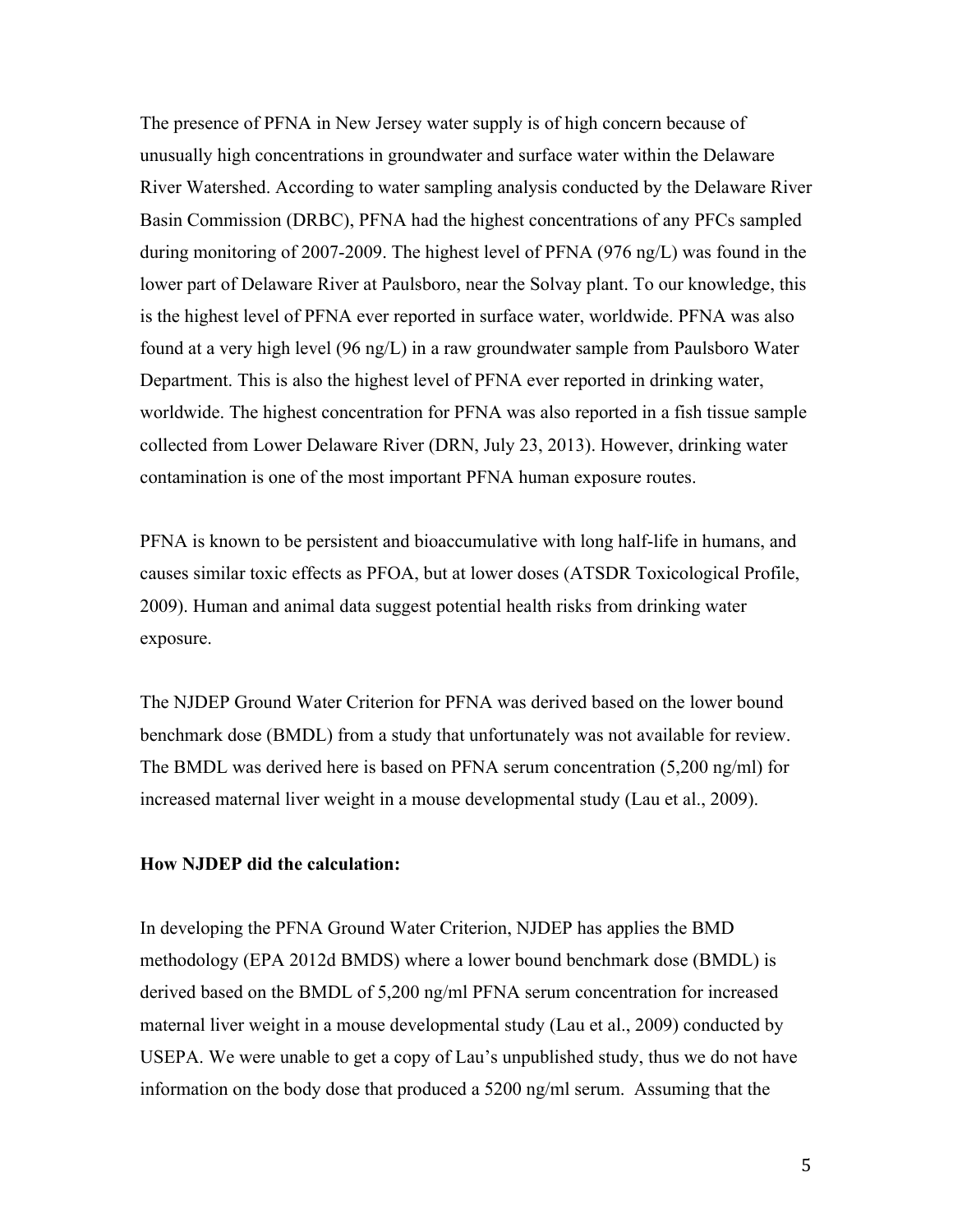The presence of PFNA in New Jersey water supply is of high concern because of unusually high concentrations in groundwater and surface water within the Delaware River Watershed. According to water sampling analysis conducted by the Delaware River Basin Commission (DRBC), PFNA had the highest concentrations of any PFCs sampled during monitoring of 2007-2009. The highest level of PFNA (976 ng/L) was found in the lower part of Delaware River at Paulsboro, near the Solvay plant. To our knowledge, this is the highest level of PFNA ever reported in surface water, worldwide. PFNA was also found at a very high level (96 ng/L) in a raw groundwater sample from Paulsboro Water Department. This is also the highest level of PFNA ever reported in drinking water, worldwide. The highest concentration for PFNA was also reported in a fish tissue sample collected from Lower Delaware River (DRN, July 23, 2013). However, drinking water contamination is one of the most important PFNA human exposure routes.

PFNA is known to be persistent and bioaccumulative with long half-life in humans, and causes similar toxic effects as PFOA, but at lower doses (ATSDR Toxicological Profile, 2009). Human and animal data suggest potential health risks from drinking water exposure.

The NJDEP Ground Water Criterion for PFNA was derived based on the lower bound benchmark dose (BMDL) from a study that unfortunately was not available for review. The BMDL was derived here is based on PFNA serum concentration (5,200 ng/ml) for increased maternal liver weight in a mouse developmental study (Lau et al., 2009).

**How NJDEP did the calculation:**

In developing the PFNA Ground Water Criterion, NJDEP has applies the BMD methodology (EPA 2012d BMDS) where a lower bound benchmark dose (BMDL) is derived based on the BMDL of 5,200 ng/ml PFNA serum concentration for increased maternal liver weight in a mouse developmental study (Lau et al., 2009) conducted by USEPA. We were unable to get a copy of Lau's unpublished study, thus we do not have information on the body dose that produced a 5200 ng/ml serum. Assuming that the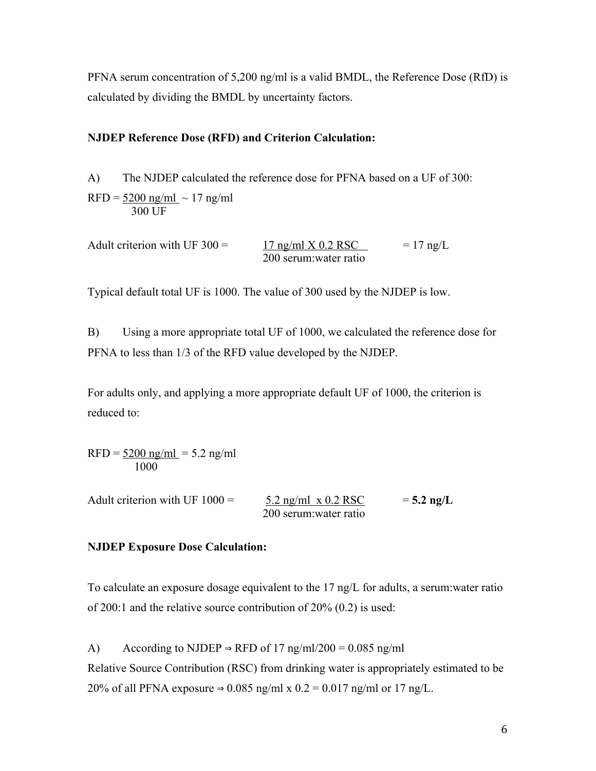PFNA serum concentration of 5,200 ng/ml is a valid BMDL, the Reference Dose (RfD) is calculated by dividing the BMDL by uncertainty factors.

**NJDEP Reference Dose (RFD) and Criterion Calculation:**

A) The NJDEP calculated the reference dose for PFNA based on a UF of 300:

$$\text{RFD} = \frac{5200 \text{ ng/ml}}{300 \text{ UF}} \sim 17 \text{ ng/ml}$$

$$\text{Adult criterion with UF 300} = \frac{17 \text{ ng/ml X } 0.2 \text{ RSC}}{200 \text{ serum:water ratio}} = 17 \text{ ng/L}$$

Typical default total UF is 1000. The value of 300 used by the NJDEP is low.

B) Using a more appropriate total UF of 1000, we calculated the reference dose for PFNA to less than 1/3 of the RFD value developed by the NJDEP.

For adults only, and applying a more appropriate default UF of 1000, the criterion is reduced to:

$$\text{RFD} = \frac{5200 \text{ ng/ml}}{1000} = 5.2 \text{ ng/ml}$$

$$\text{Adult criterion with UF 1000} = \frac{5.2 \text{ ng/ml x } 0.2 \text{ RSC}}{200 \text{ serum:water ratio}} = \mathbf{5.2 \text{ ng/L}}$$

**NJDEP Exposure Dose Calculation:**

To calculate an exposure dosage equivalent to the 17 ng/L for adults, a serum:water ratio of 200:1 and the relative source contribution of 20% (0.2) is used:

A) According to NJDEP ⇒ RFD of 17 ng/ml/200 = 0.085 ng/ml
Relative Source Contribution (RSC) from drinking water is appropriately estimated to be 20% of all PFNA exposure ⇒ 0.085 ng/ml x 0.2 = 0.017 ng/ml or 17 ng/L.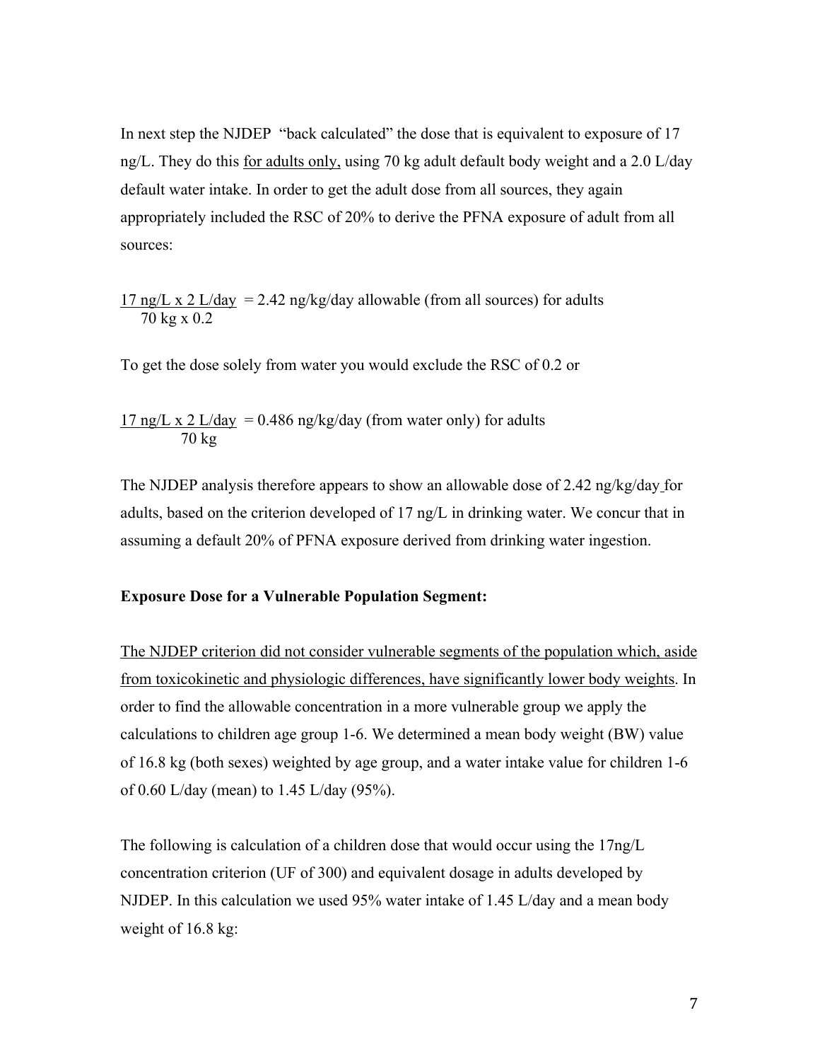In next step the NJDEP "back calculated" the dose that is equivalent to exposure of 17 ng/L. They do this <u>for adults only,</u> using 70 kg adult default body weight and a 2.0 L/day default water intake. In order to get the adult dose from all sources, they again appropriately included the RSC of 20% to derive the PFNA exposure of adult from all sources:

$$\frac{17 \text{ ng/L} \times 2 \text{ L/day}}{70 \text{ kg} \times 0.2} = 2.42 \text{ ng/kg/day allowable (from all sources) for adults}$$

To get the dose solely from water you would exclude the RSC of 0.2 or

$$\frac{17 \text{ ng/L} \times 2 \text{ L/day}}{70 \text{ kg}} = 0.486 \text{ ng/kg/day (from water only) for adults}$$

The NJDEP analysis therefore appears to show an allowable dose of 2.42 ng/kg/day for adults, based on the criterion developed of 17 ng/L in drinking water. We concur that in assuming a default 20% of PFNA exposure derived from drinking water ingestion.

**Exposure Dose for a Vulnerable Population Segment:**

<u>The NJDEP criterion did not consider vulnerable segments of the population which, aside from toxicokinetic and physiologic differences, have significantly lower body weights</u>. In order to find the allowable concentration in a more vulnerable group we apply the calculations to children age group 1-6. We determined a mean body weight (BW) value of 16.8 kg (both sexes) weighted by age group, and a water intake value for children 1-6 of 0.60 L/day (mean) to 1.45 L/day (95%).

The following is calculation of a children dose that would occur using the 17ng/L concentration criterion (UF of 300) and equivalent dosage in adults developed by NJDEP. In this calculation we used 95% water intake of 1.45 L/day and a mean body weight of 16.8 kg: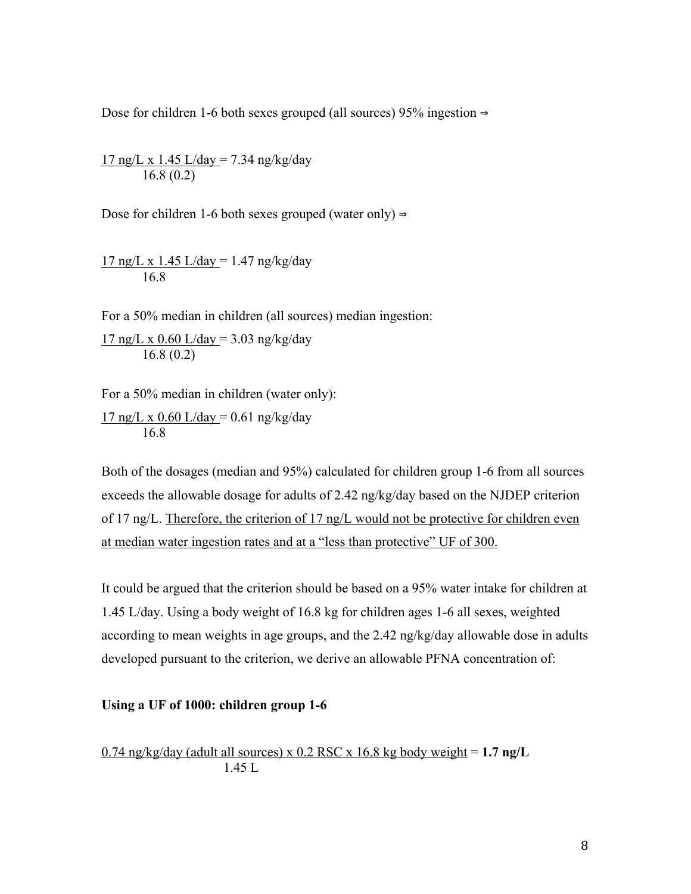Dose for children 1-6 both sexes grouped (all sources) 95% ingestion ⇒

$$\frac{17\ \text{ng/L} \times 1.45\ \text{L/day}}{16.8\ (0.2)} = 7.34\ \text{ng/kg/day}$$

Dose for children 1-6 both sexes grouped (water only) ⇒

$$\frac{17\ \text{ng/L} \times 1.45\ \text{L/day}}{16.8} = 1.47\ \text{ng/kg/day}$$

For a 50% median in children (all sources) median ingestion:

$$\frac{17\ \text{ng/L} \times 0.60\ \text{L/day}}{16.8\ (0.2)} = 3.03\ \text{ng/kg/day}$$

For a 50% median in children (water only):

$$\frac{17\ \text{ng/L} \times 0.60\ \text{L/day}}{16.8} = 0.61\ \text{ng/kg/day}$$

Both of the dosages (median and 95%) calculated for children group 1-6 from all sources exceeds the allowable dosage for adults of 2.42 ng/kg/day based on the NJDEP criterion of 17 ng/L. <u>Therefore, the criterion of 17 ng/L would not be protective for children even at median water ingestion rates and at a "less than protective" UF of 300.</u>

It could be argued that the criterion should be based on a 95% water intake for children at 1.45 L/day. Using a body weight of 16.8 kg for children ages 1-6 all sexes, weighted according to mean weights in age groups, and the 2.42 ng/kg/day allowable dose in adults developed pursuant to the criterion, we derive an allowable PFNA concentration of:

**Using a UF of 1000: children group 1-6**

$$\frac{0.74\ \text{ng/kg/day (adult all sources)} \times 0.2\ \text{RSC} \times 16.8\ \text{kg body weight}}{1.45\ \text{L}} = \mathbf{1.7\ ng/L}$$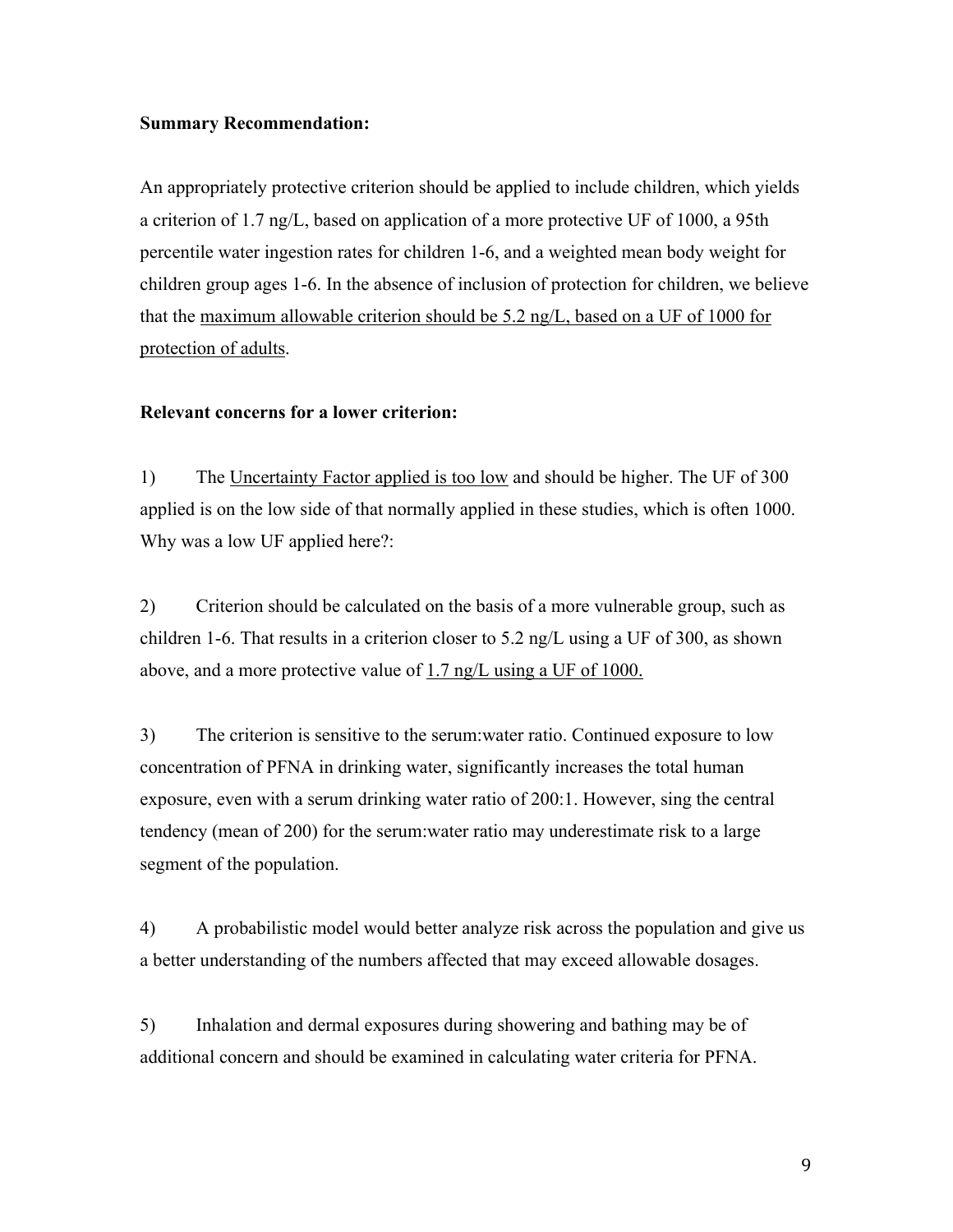**Summary Recommendation:**

An appropriately protective criterion should be applied to include children, which yields a criterion of 1.7 ng/L, based on application of a more protective UF of 1000, a 95th percentile water ingestion rates for children 1-6, and a weighted mean body weight for children group ages 1-6. In the absence of inclusion of protection for children, we believe that the <u>maximum allowable criterion should be 5.2 ng/L, based on a UF of 1000 for protection of adults</u>.

**Relevant concerns for a lower criterion:**

1) The <u>Uncertainty Factor applied is too low</u> and should be higher. The UF of 300 applied is on the low side of that normally applied in these studies, which is often 1000. Why was a low UF applied here?:

2) Criterion should be calculated on the basis of a more vulnerable group, such as children 1-6. That results in a criterion closer to 5.2 ng/L using a UF of 300, as shown above, and a more protective value of <u>1.7 ng/L using a UF of 1000.</u>

3) The criterion is sensitive to the serum:water ratio. Continued exposure to low concentration of PFNA in drinking water, significantly increases the total human exposure, even with a serum drinking water ratio of 200:1. However, sing the central tendency (mean of 200) for the serum:water ratio may underestimate risk to a large segment of the population.

4) A probabilistic model would better analyze risk across the population and give us a better understanding of the numbers affected that may exceed allowable dosages.

5) Inhalation and dermal exposures during showering and bathing may be of additional concern and should be examined in calculating water criteria for PFNA.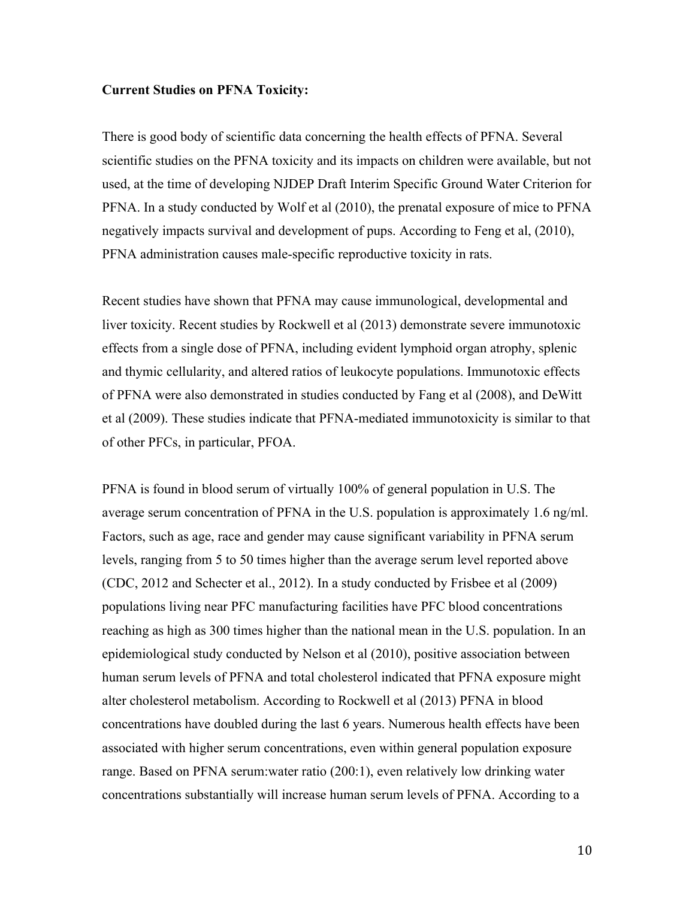**Current Studies on PFNA Toxicity:**

There is good body of scientific data concerning the health effects of PFNA. Several scientific studies on the PFNA toxicity and its impacts on children were available, but not used, at the time of developing NJDEP Draft Interim Specific Ground Water Criterion for PFNA. In a study conducted by Wolf et al (2010), the prenatal exposure of mice to PFNA negatively impacts survival and development of pups. According to Feng et al, (2010), PFNA administration causes male-specific reproductive toxicity in rats.

Recent studies have shown that PFNA may cause immunological, developmental and liver toxicity. Recent studies by Rockwell et al (2013) demonstrate severe immunotoxic effects from a single dose of PFNA, including evident lymphoid organ atrophy, splenic and thymic cellularity, and altered ratios of leukocyte populations. Immunotoxic effects of PFNA were also demonstrated in studies conducted by Fang et al (2008), and DeWitt et al (2009). These studies indicate that PFNA-mediated immunotoxicity is similar to that of other PFCs, in particular, PFOA.

PFNA is found in blood serum of virtually 100% of general population in U.S. The average serum concentration of PFNA in the U.S. population is approximately 1.6 ng/ml. Factors, such as age, race and gender may cause significant variability in PFNA serum levels, ranging from 5 to 50 times higher than the average serum level reported above (CDC, 2012 and Schecter et al., 2012). In a study conducted by Frisbee et al (2009) populations living near PFC manufacturing facilities have PFC blood concentrations reaching as high as 300 times higher than the national mean in the U.S. population. In an epidemiological study conducted by Nelson et al (2010), positive association between human serum levels of PFNA and total cholesterol indicated that PFNA exposure might alter cholesterol metabolism. According to Rockwell et al (2013) PFNA in blood concentrations have doubled during the last 6 years. Numerous health effects have been associated with higher serum concentrations, even within general population exposure range. Based on PFNA serum:water ratio (200:1), even relatively low drinking water concentrations substantially will increase human serum levels of PFNA. According to a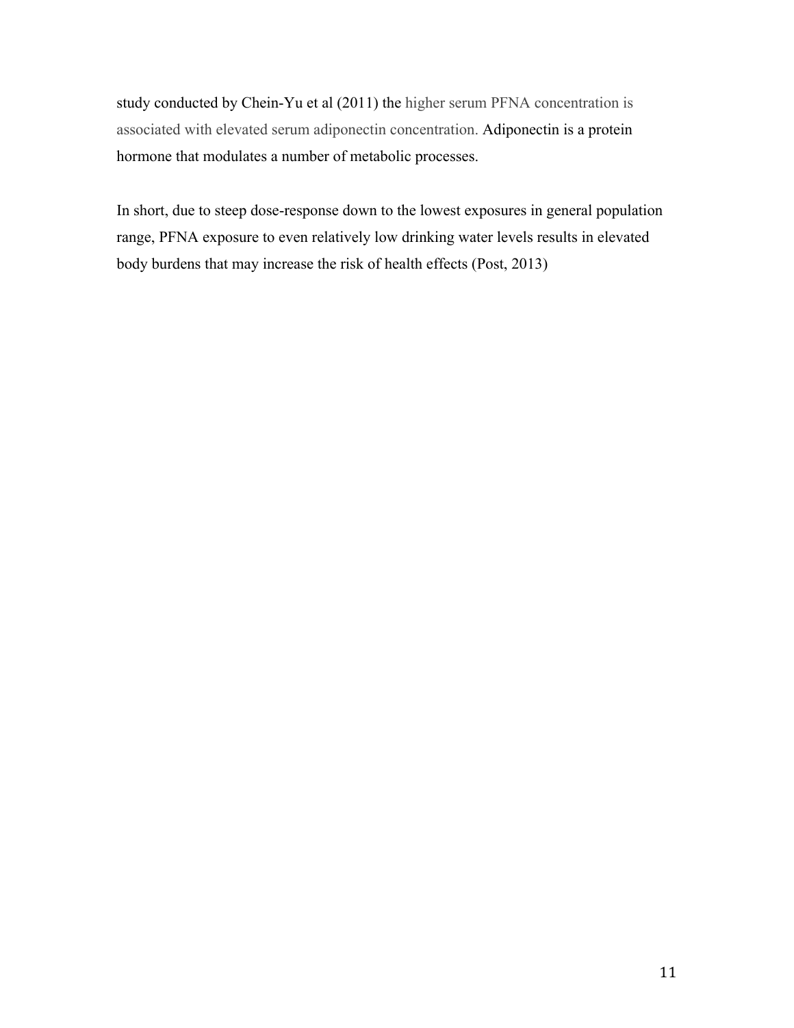study conducted by Chein-Yu et al (2011) the higher serum PFNA concentration is associated with elevated serum adiponectin concentration. Adiponectin is a protein hormone that modulates a number of metabolic processes.

In short, due to steep dose-response down to the lowest exposures in general population range, PFNA exposure to even relatively low drinking water levels results in elevated body burdens that may increase the risk of health effects (Post, 2013)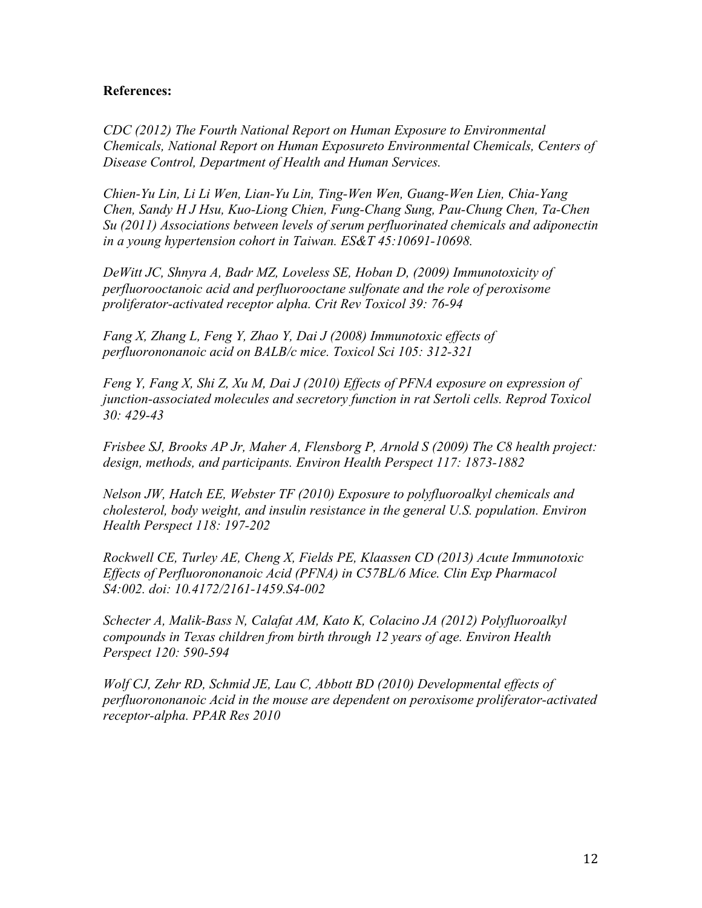**References:**

*CDC (2012) The Fourth National Report on Human Exposure to Environmental Chemicals, National Report on Human Exposureto Environmental Chemicals, Centers of Disease Control, Department of Health and Human Services.*

*Chien-Yu Lin, Li Li Wen, Lian-Yu Lin, Ting-Wen Wen, Guang-Wen Lien, Chia-Yang Chen, Sandy H J Hsu, Kuo-Liong Chien, Fung-Chang Sung, Pau-Chung Chen, Ta-Chen Su (2011) Associations between levels of serum perfluorinated chemicals and adiponectin in a young hypertension cohort in Taiwan. ES&T 45:10691-10698.*

*DeWitt JC, Shnyra A, Badr MZ, Loveless SE, Hoban D, (2009) Immunotoxicity of perfluorooctanoic acid and perfluorooctane sulfonate and the role of peroxisome proliferator-activated receptor alpha. Crit Rev Toxicol 39: 76-94*

*Fang X, Zhang L, Feng Y, Zhao Y, Dai J (2008) Immunotoxic effects of perfluorononanoic acid on BALB/c mice. Toxicol Sci 105: 312-321*

*Feng Y, Fang X, Shi Z, Xu M, Dai J (2010) Effects of PFNA exposure on expression of junction-associated molecules and secretory function in rat Sertoli cells. Reprod Toxicol 30: 429-43*

*Frisbee SJ, Brooks AP Jr, Maher A, Flensborg P, Arnold S (2009) The C8 health project: design, methods, and participants. Environ Health Perspect 117: 1873-1882*

*Nelson JW, Hatch EE, Webster TF (2010) Exposure to polyfluoroalkyl chemicals and cholesterol, body weight, and insulin resistance in the general U.S. population. Environ Health Perspect 118: 197-202*

*Rockwell CE, Turley AE, Cheng X, Fields PE, Klaassen CD (2013) Acute Immunotoxic Effects of Perfluorononanoic Acid (PFNA) in C57BL/6 Mice. Clin Exp Pharmacol S4:002. doi: 10.4172/2161-1459.S4-002*

*Schecter A, Malik-Bass N, Calafat AM, Kato K, Colacino JA (2012) Polyfluoroalkyl compounds in Texas children from birth through 12 years of age. Environ Health Perspect 120: 590-594*

*Wolf CJ, Zehr RD, Schmid JE, Lau C, Abbott BD (2010) Developmental effects of perfluorononanoic Acid in the mouse are dependent on peroxisome proliferator-activated receptor-alpha. PPAR Res 2010*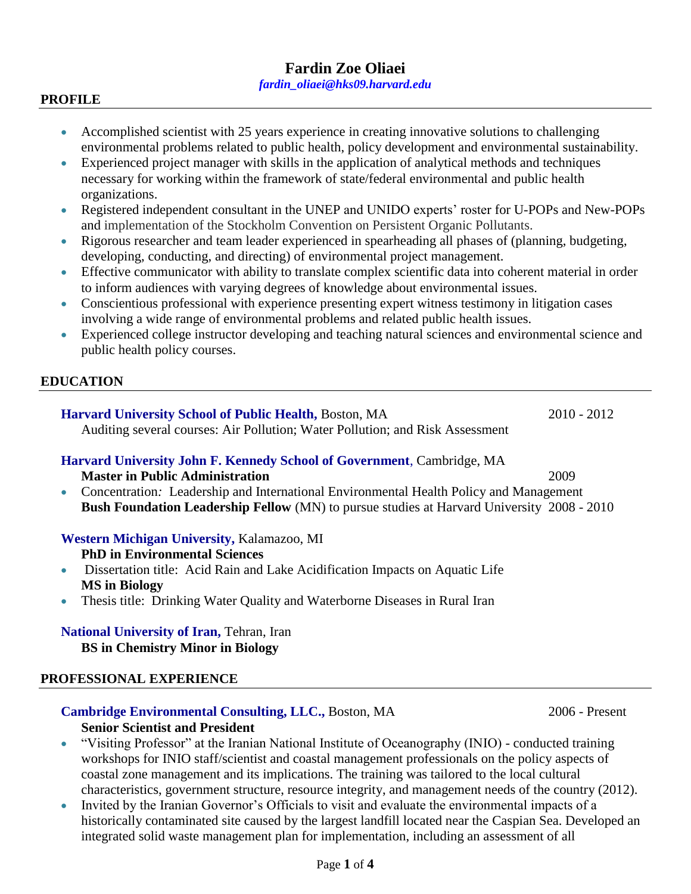# Fardin Zoe Oliaei

*fardin_oliaei@hks09.harvard.edu*

## PROFILE

- Accomplished scientist with 25 years experience in creating innovative solutions to challenging environmental problems related to public health, policy development and environmental sustainability.
- Experienced project manager with skills in the application of analytical methods and techniques necessary for working within the framework of state/federal environmental and public health organizations.
- Registered independent consultant in the UNEP and UNIDO experts' roster for U-POPs and New-POPs and implementation of the Stockholm Convention on Persistent Organic Pollutants.
- Rigorous researcher and team leader experienced in spearheading all phases of (planning, budgeting, developing, conducting, and directing) of environmental project management.
- Effective communicator with ability to translate complex scientific data into coherent material in order to inform audiences with varying degrees of knowledge about environmental issues.
- Conscientious professional with experience presenting expert witness testimony in litigation cases involving a wide range of environmental problems and related public health issues.
- Experienced college instructor developing and teaching natural sciences and environmental science and public health policy courses.

## EDUCATION

**Harvard University School of Public Health,** Boston, MA — 2010 - 2012
Auditing several courses: Air Pollution; Water Pollution; and Risk Assessment

**Harvard University John F. Kennedy School of Government**, Cambridge, MA
**Master in Public Administration** — 2009

- Concentration: Leadership and International Environmental Health Policy and Management

**Bush Foundation Leadership Fellow** (MN) to pursue studies at Harvard University — 2008 - 2010

**Western Michigan University,** Kalamazoo, MI
**PhD in Environmental Sciences**

- Dissertation title: Acid Rain and Lake Acidification Impacts on Aquatic Life

**MS in Biology**

- Thesis title: Drinking Water Quality and Waterborne Diseases in Rural Iran

**National University of Iran,** Tehran, Iran
**BS in Chemistry Minor in Biology**

## PROFESSIONAL EXPERIENCE

**Cambridge Environmental Consulting, LLC.,** Boston, MA — 2006 - Present
**Senior Scientist and President**

- "Visiting Professor" at the Iranian National Institute of Oceanography (INIO) - conducted training workshops for INIO staff/scientist and coastal management professionals on the policy aspects of coastal zone management and its implications. The training was tailored to the local cultural characteristics, government structure, resource integrity, and management needs of the country (2012).
- Invited by the Iranian Governor's Officials to visit and evaluate the environmental impacts of a historically contaminated site caused by the largest landfill located near the Caspian Sea. Developed an integrated solid waste management plan for implementation, including an assessment of all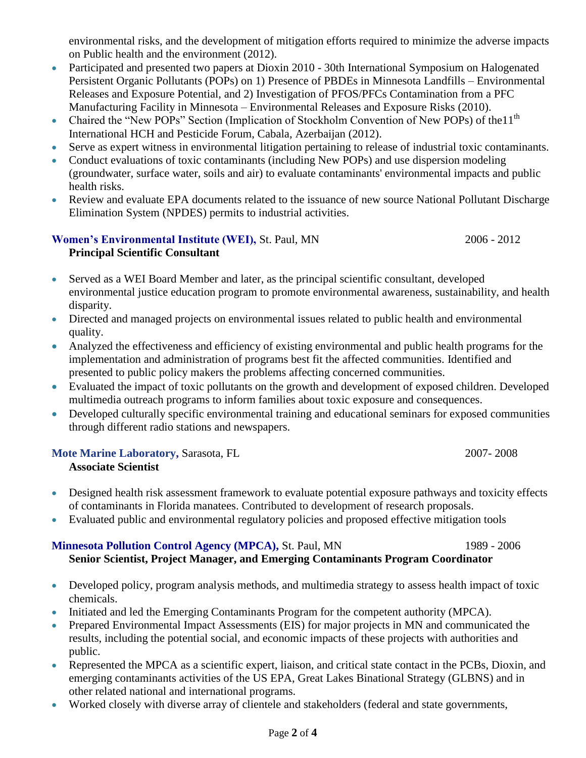environmental risks, and the development of mitigation efforts required to minimize the adverse impacts on Public health and the environment (2012).

- Participated and presented two papers at Dioxin 2010 - 30th International Symposium on Halogenated Persistent Organic Pollutants (POPs) on 1) Presence of PBDEs in Minnesota Landfills – Environmental Releases and Exposure Potential, and 2) Investigation of PFOS/PFCs Contamination from a PFC Manufacturing Facility in Minnesota – Environmental Releases and Exposure Risks (2010).
- Chaired the "New POPs" Section (Implication of Stockholm Convention of New POPs) of the11$^{th}$ International HCH and Pesticide Forum, Cabala, Azerbaijan (2012).
- Serve as expert witness in environmental litigation pertaining to release of industrial toxic contaminants.
- Conduct evaluations of toxic contaminants (including New POPs) and use dispersion modeling (groundwater, surface water, soils and air) to evaluate contaminants' environmental impacts and public health risks.
- Review and evaluate EPA documents related to the issuance of new source National Pollutant Discharge Elimination System (NPDES) permits to industrial activities.

**Women's Environmental Institute (WEI),** St. Paul, MN 2006 - 2012
**Principal Scientific Consultant**

- Served as a WEI Board Member and later, as the principal scientific consultant, developed environmental justice education program to promote environmental awareness, sustainability, and health disparity.
- Directed and managed projects on environmental issues related to public health and environmental quality.
- Analyzed the effectiveness and efficiency of existing environmental and public health programs for the implementation and administration of programs best fit the affected communities. Identified and presented to public policy makers the problems affecting concerned communities.
- Evaluated the impact of toxic pollutants on the growth and development of exposed children. Developed multimedia outreach programs to inform families about toxic exposure and consequences.
- Developed culturally specific environmental training and educational seminars for exposed communities through different radio stations and newspapers.

**Mote Marine Laboratory,** Sarasota, FL 2007- 2008
**Associate Scientist**

- Designed health risk assessment framework to evaluate potential exposure pathways and toxicity effects of contaminants in Florida manatees. Contributed to development of research proposals.
- Evaluated public and environmental regulatory policies and proposed effective mitigation tools

**Minnesota Pollution Control Agency (MPCA),** St. Paul, MN 1989 - 2006
**Senior Scientist, Project Manager, and Emerging Contaminants Program Coordinator**

- Developed policy, program analysis methods, and multimedia strategy to assess health impact of toxic chemicals.
- Initiated and led the Emerging Contaminants Program for the competent authority (MPCA).
- Prepared Environmental Impact Assessments (EIS) for major projects in MN and communicated the results, including the potential social, and economic impacts of these projects with authorities and public.
- Represented the MPCA as a scientific expert, liaison, and critical state contact in the PCBs, Dioxin, and emerging contaminants activities of the US EPA, Great Lakes Binational Strategy (GLBNS) and in other related national and international programs.
- Worked closely with diverse array of clientele and stakeholders (federal and state governments,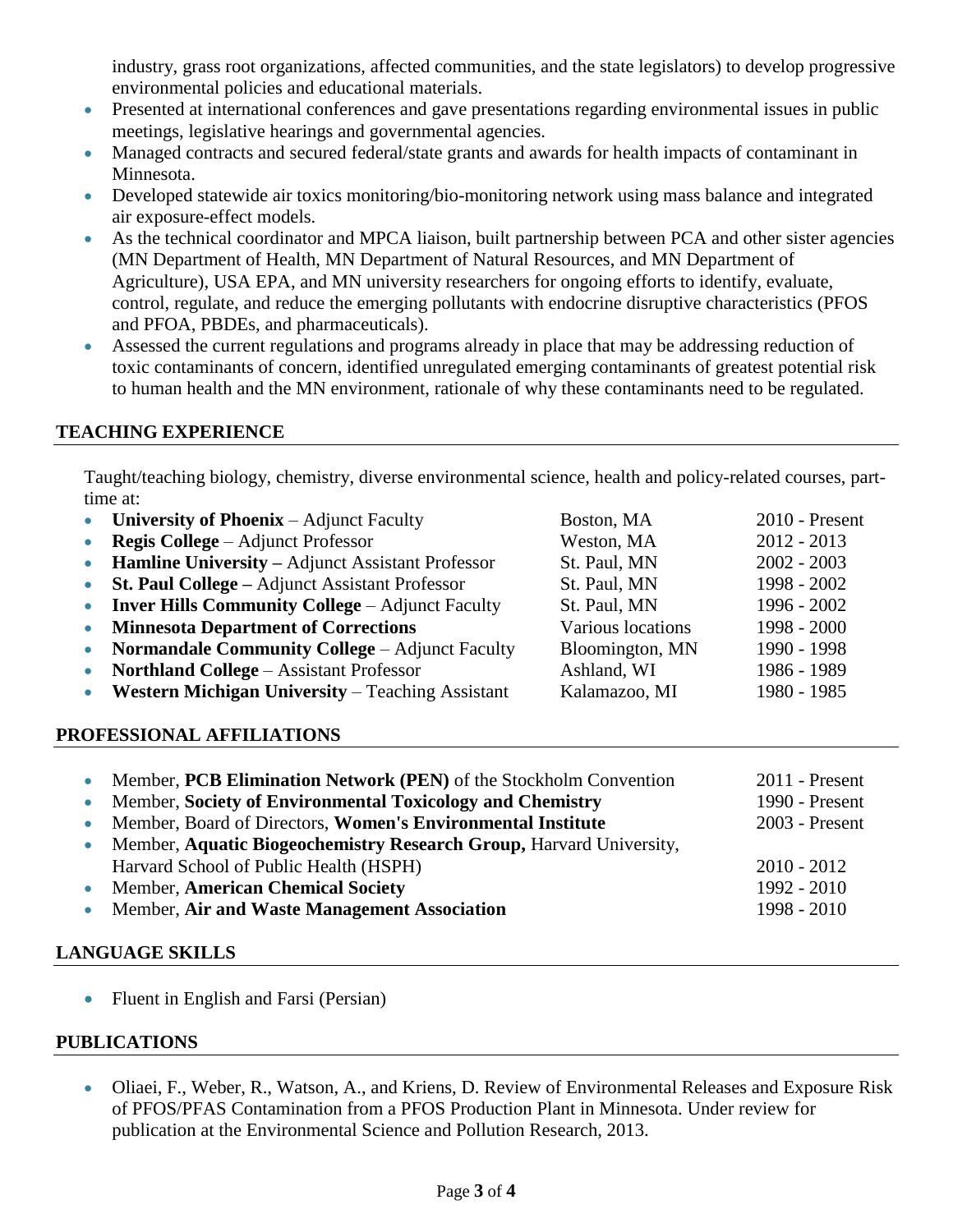industry, grass root organizations, affected communities, and the state legislators) to develop progressive environmental policies and educational materials.

- Presented at international conferences and gave presentations regarding environmental issues in public meetings, legislative hearings and governmental agencies.
- Managed contracts and secured federal/state grants and awards for health impacts of contaminant in Minnesota.
- Developed statewide air toxics monitoring/bio-monitoring network using mass balance and integrated air exposure-effect models.
- As the technical coordinator and MPCA liaison, built partnership between PCA and other sister agencies (MN Department of Health, MN Department of Natural Resources, and MN Department of Agriculture), USA EPA, and MN university researchers for ongoing efforts to identify, evaluate, control, regulate, and reduce the emerging pollutants with endocrine disruptive characteristics (PFOS and PFOA, PBDEs, and pharmaceuticals).
- Assessed the current regulations and programs already in place that may be addressing reduction of toxic contaminants of concern, identified unregulated emerging contaminants of greatest potential risk to human health and the MN environment, rationale of why these contaminants need to be regulated.

## TEACHING EXPERIENCE

Taught/teaching biology, chemistry, diverse environmental science, health and policy-related courses, part-time at:

- **University of Phoenix** – Adjunct Faculty — Boston, MA — 2010 - Present
- **Regis College** – Adjunct Professor — Weston, MA — 2012 - 2013
- **Hamline University –** Adjunct Assistant Professor — St. Paul, MN — 2002 - 2003
- **St. Paul College –** Adjunct Assistant Professor — St. Paul, MN — 1998 - 2002
- **Inver Hills Community College** – Adjunct Faculty — St. Paul, MN — 1996 - 2002
- **Minnesota Department of Corrections** — Various locations — 1998 - 2000
- **Normandale Community College** – Adjunct Faculty — Bloomington, MN — 1990 - 1998
- **Northland College** – Assistant Professor — Ashland, WI — 1986 - 1989
- **Western Michigan University** – Teaching Assistant — Kalamazoo, MI — 1980 - 1985

## PROFESSIONAL AFFILIATIONS

- Member, **PCB Elimination Network (PEN)** of the Stockholm Convention — 2011 - Present
- Member, **Society of Environmental Toxicology and Chemistry** — 1990 - Present
- Member, Board of Directors, **Women's Environmental Institute** — 2003 - Present
- Member, **Aquatic Biogeochemistry Research Group,** Harvard University, Harvard School of Public Health (HSPH) — 2010 - 2012
- Member, **American Chemical Society** — 1992 - 2010
- Member, **Air and Waste Management Association** — 1998 - 2010

## LANGUAGE SKILLS

- Fluent in English and Farsi (Persian)

## PUBLICATIONS

- Oliaei, F., Weber, R., Watson, A., and Kriens, D. Review of Environmental Releases and Exposure Risk of PFOS/PFAS Contamination from a PFOS Production Plant in Minnesota. Under review for publication at the Environmental Science and Pollution Research, 2013.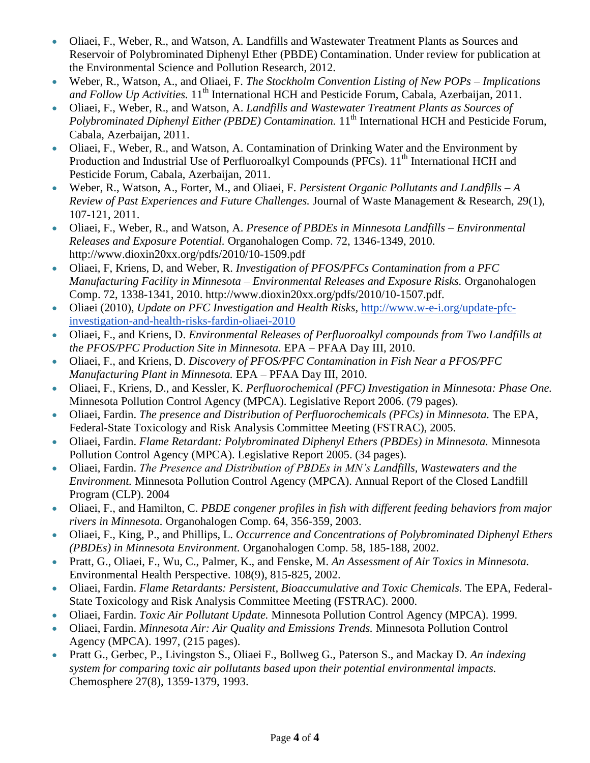- Oliaei, F., Weber, R., and Watson, A. Landfills and Wastewater Treatment Plants as Sources and Reservoir of Polybrominated Diphenyl Ether (PBDE) Contamination. Under review for publication at the Environmental Science and Pollution Research, 2012.
- Weber, R., Watson, A., and Oliaei, F. *The Stockholm Convention Listing of New POPs – Implications and Follow Up Activities.* 11th International HCH and Pesticide Forum, Cabala, Azerbaijan, 2011.
- Oliaei, F., Weber, R., and Watson, A. *Landfills and Wastewater Treatment Plants as Sources of Polybrominated Diphenyl Either (PBDE) Contamination.* 11th International HCH and Pesticide Forum, Cabala, Azerbaijan, 2011.
- Oliaei, F., Weber, R., and Watson, A. Contamination of Drinking Water and the Environment by Production and Industrial Use of Perfluoroalkyl Compounds (PFCs). 11th International HCH and Pesticide Forum, Cabala, Azerbaijan, 2011.
- Weber, R., Watson, A., Forter, M., and Oliaei, F. *Persistent Organic Pollutants and Landfills – A Review of Past Experiences and Future Challenges.* Journal of Waste Management & Research, 29(1), 107-121, 2011.
- Oliaei, F., Weber, R., and Watson, A. *Presence of PBDEs in Minnesota Landfills – Environmental Releases and Exposure Potential.* Organohalogen Comp. 72, 1346-1349, 2010. http://www.dioxin20xx.org/pdfs/2010/10-1509.pdf
- Oliaei, F, Kriens, D, and Weber, R. *Investigation of PFOS/PFCs Contamination from a PFC Manufacturing Facility in Minnesota – Environmental Releases and Exposure Risks.* Organohalogen Comp. 72, 1338-1341, 2010. http://www.dioxin20xx.org/pdfs/2010/10-1507.pdf.
- Oliaei (2010), *Update on PFC Investigation and Health Risks,* http://www.w-e-i.org/update-pfc-investigation-and-health-risks-fardin-oliaei-2010
- Oliaei, F., and Kriens, D. *Environmental Releases of Perfluoroalkyl compounds from Two Landfills at the PFOS/PFC Production Site in Minnesota.* EPA – PFAA Day III, 2010.
- Oliaei, F., and Kriens, D. *Discovery of PFOS/PFC Contamination in Fish Near a PFOS/PFC Manufacturing Plant in Minnesota.* EPA – PFAA Day III, 2010.
- Oliaei, F., Kriens, D., and Kessler, K. *Perfluorochemical (PFC) Investigation in Minnesota: Phase One.* Minnesota Pollution Control Agency (MPCA). Legislative Report 2006. (79 pages).
- Oliaei, Fardin. *The presence and Distribution of Perfluorochemicals (PFCs) in Minnesota.* The EPA, Federal-State Toxicology and Risk Analysis Committee Meeting (FSTRAC), 2005.
- Oliaei, Fardin. *Flame Retardant: Polybrominated Diphenyl Ethers (PBDEs) in Minnesota.* Minnesota Pollution Control Agency (MPCA). Legislative Report 2005. (34 pages).
- Oliaei, Fardin. *The Presence and Distribution of PBDEs in MN's Landfills, Wastewaters and the Environment.* Minnesota Pollution Control Agency (MPCA). Annual Report of the Closed Landfill Program (CLP). 2004
- Oliaei, F., and Hamilton, C. *PBDE congener profiles in fish with different feeding behaviors from major rivers in Minnesota.* Organohalogen Comp. 64, 356-359, 2003.
- Oliaei, F., King, P., and Phillips, L. *Occurrence and Concentrations of Polybrominated Diphenyl Ethers (PBDEs) in Minnesota Environment.* Organohalogen Comp. 58, 185-188, 2002.
- Pratt, G., Oliaei, F., Wu, C., Palmer, K., and Fenske, M. *An Assessment of Air Toxics in Minnesota.* Environmental Health Perspective. 108(9), 815-825, 2002.
- Oliaei, Fardin. *Flame Retardants: Persistent, Bioaccumulative and Toxic Chemicals.* The EPA, Federal-State Toxicology and Risk Analysis Committee Meeting (FSTRAC). 2000.
- Oliaei, Fardin. *Toxic Air Pollutant Update.* Minnesota Pollution Control Agency (MPCA). 1999.
- Oliaei, Fardin. *Minnesota Air: Air Quality and Emissions Trends.* Minnesota Pollution Control Agency (MPCA). 1997, (215 pages).
- Pratt G., Gerbec, P., Livingston S., Oliaei F., Bollweg G., Paterson S., and Mackay D. *An indexing system for comparing toxic air pollutants based upon their potential environmental impacts.* Chemosphere 27(8), 1359-1379, 1993.